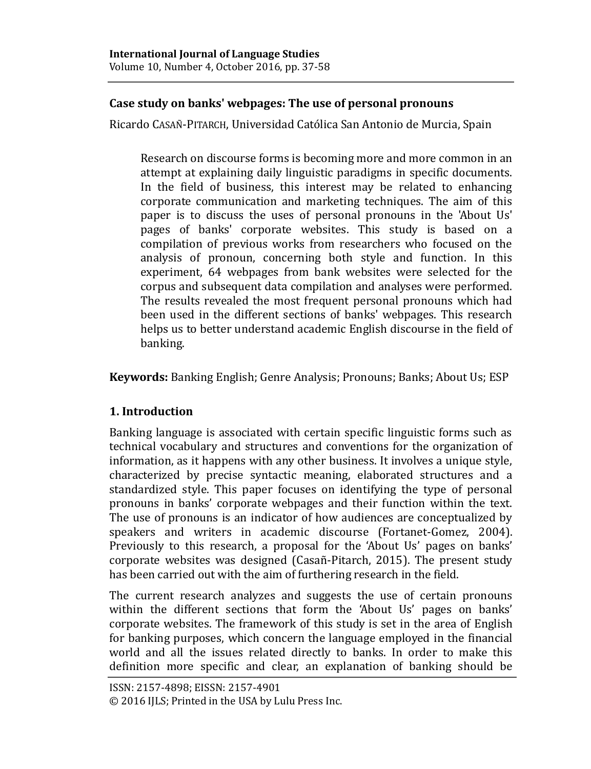## Case study on banks' webpages: The use of personal pronouns

Ricardo CASAÑ-PITARCH, Universidad Católica San Antonio de Murcia, Spain

> Research on discourse forms is becoming more and more common in an attempt at explaining daily linguistic paradigms in specific documents. In the field of business, this interest may be related to enhancing corporate communication and marketing techniques. The aim of this paper is to discuss the uses of personal pronouns in the 'About Us' pages of banks' corporate websites. This study is based on a compilation of previous works from researchers who focused on the analysis of pronoun, concerning both style and function. In this experiment, 64 webpages from bank websites were selected for the corpus and subsequent data compilation and analyses were performed. The results revealed the most frequent personal pronouns which had been used in the different sections of banks' webpages. This research helps us to better understand academic English discourse in the field of banking.

**Keywords:** Banking English; Genre Analysis; Pronouns; Banks; About Us; ESP

## 1. Introduction

Banking language is associated with certain specific linguistic forms such as technical vocabulary and structures and conventions for the organization of information, as it happens with any other business. It involves a unique style, characterized by precise syntactic meaning, elaborated structures and a standardized style. This paper focuses on identifying the type of personal pronouns in banks' corporate webpages and their function within the text. The use of pronouns is an indicator of how audiences are conceptualized by speakers and writers in academic discourse (Fortanet-Gomez, 2004). Previously to this research, a proposal for the 'About Us' pages on banks' corporate websites was designed (Casañ-Pitarch, 2015). The present study has been carried out with the aim of furthering research in the field.

The current research analyzes and suggests the use of certain pronouns within the different sections that form the 'About Us' pages on banks' corporate websites. The framework of this study is set in the area of English for banking purposes, which concern the language employed in the financial world and all the issues related directly to banks. In order to make this definition more specific and clear, an explanation of banking should be

ISSN: 2157-4898; EISSN: 2157-4901
© 2016 IJLS; Printed in the USA by Lulu Press Inc.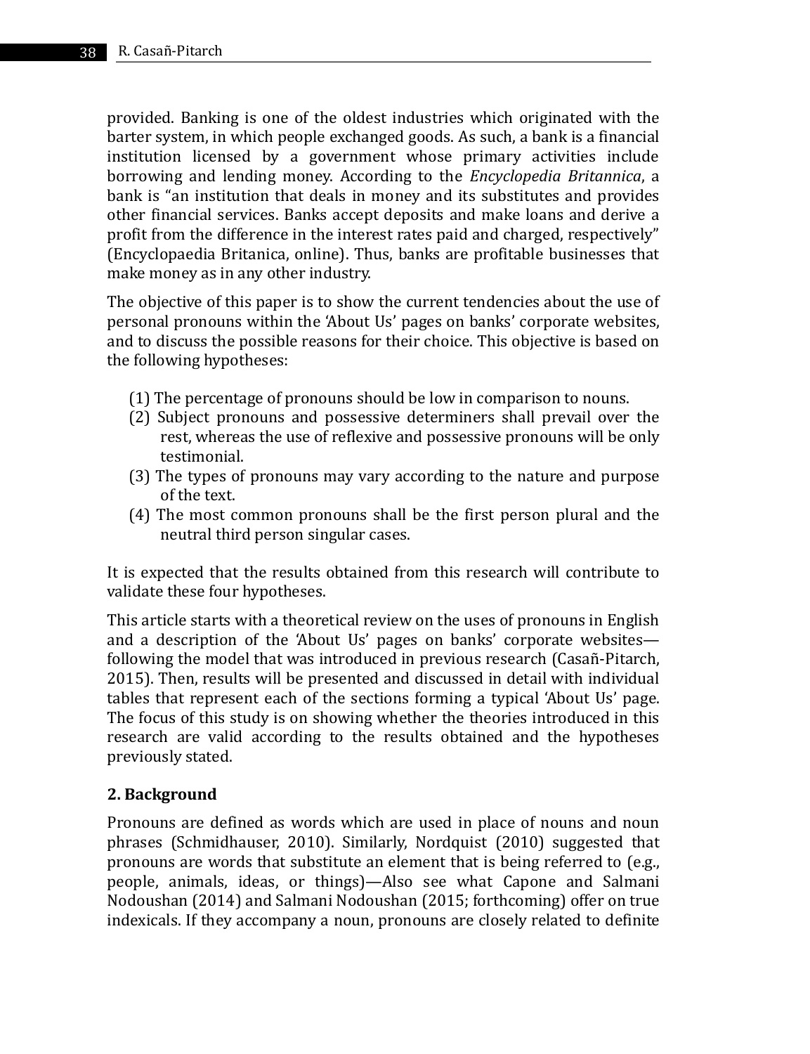provided. Banking is one of the oldest industries which originated with the barter system, in which people exchanged goods. As such, a bank is a financial institution licensed by a government whose primary activities include borrowing and lending money. According to the *Encyclopedia Britannica*, a bank is "an institution that deals in money and its substitutes and provides other financial services. Banks accept deposits and make loans and derive a profit from the difference in the interest rates paid and charged, respectively" (Encyclopaedia Britanica, online). Thus, banks are profitable businesses that make money as in any other industry.

The objective of this paper is to show the current tendencies about the use of personal pronouns within the 'About Us' pages on banks' corporate websites, and to discuss the possible reasons for their choice. This objective is based on the following hypotheses:

(1) The percentage of pronouns should be low in comparison to nouns.
(2) Subject pronouns and possessive determiners shall prevail over the rest, whereas the use of reflexive and possessive pronouns will be only testimonial.
(3) The types of pronouns may vary according to the nature and purpose of the text.
(4) The most common pronouns shall be the first person plural and the neutral third person singular cases.

It is expected that the results obtained from this research will contribute to validate these four hypotheses.

This article starts with a theoretical review on the uses of pronouns in English and a description of the 'About Us' pages on banks' corporate websites—following the model that was introduced in previous research (Casañ-Pitarch, 2015). Then, results will be presented and discussed in detail with individual tables that represent each of the sections forming a typical 'About Us' page. The focus of this study is on showing whether the theories introduced in this research are valid according to the results obtained and the hypotheses previously stated.

## 2. Background

Pronouns are defined as words which are used in place of nouns and noun phrases (Schmidhauser, 2010). Similarly, Nordquist (2010) suggested that pronouns are words that substitute an element that is being referred to (e.g., people, animals, ideas, or things)—Also see what Capone and Salmani Nodoushan (2014) and Salmani Nodoushan (2015; forthcoming) offer on true indexicals. If they accompany a noun, pronouns are closely related to definite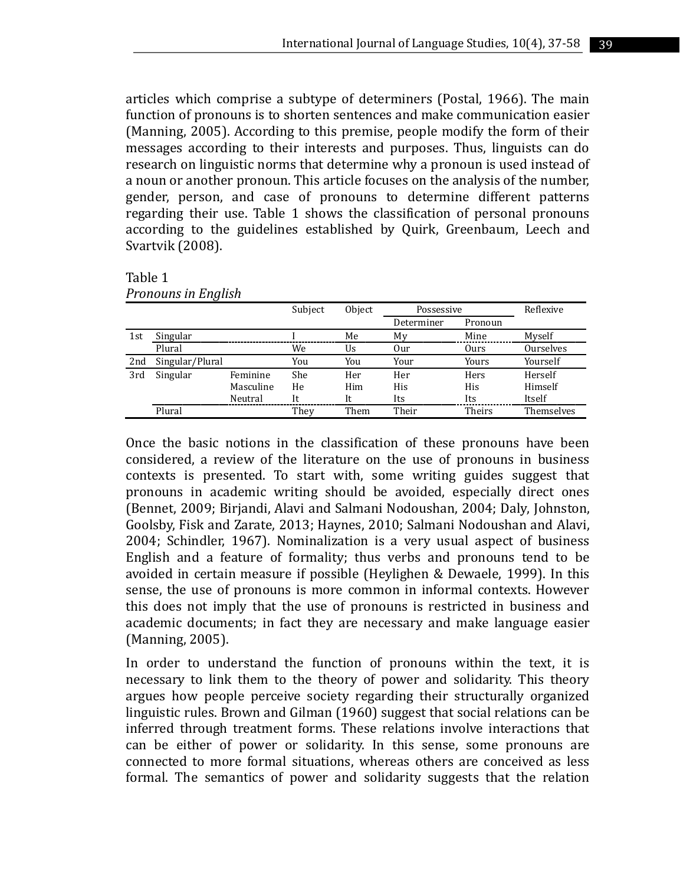articles which comprise a subtype of determiners (Postal, 1966). The main function of pronouns is to shorten sentences and make communication easier (Manning, 2005). According to this premise, people modify the form of their messages according to their interests and purposes. Thus, linguists can do research on linguistic norms that determine why a pronoun is used instead of a noun or another pronoun. This article focuses on the analysis of the number, gender, person, and case of pronouns to determine different patterns regarding their use. Table 1 shows the classification of personal pronouns according to the guidelines established by Quirk, Greenbaum, Leech and Svartvik (2008).

Table 1
*Pronouns in English*

| | | | Subject | Object | Possessive | | Reflexive |
|---|---|---|---|---|---|---|---|
| | | | | | Determiner | Pronoun | |
| 1st | Singular | | I | Me | My | Mine | Myself |
| | Plural | | We | Us | Our | Ours | Ourselves |
| 2nd | Singular/Plural | | You | You | Your | Yours | Yourself |
| 3rd | Singular | Feminine | She | Her | Her | Hers | Herself |
| | | Masculine | He | Him | His | His | Himself |
| | | Neutral | It | It | Its | Its | Itself |
| | Plural | | They | Them | Their | Theirs | Themselves |

Once the basic notions in the classification of these pronouns have been considered, a review of the literature on the use of pronouns in business contexts is presented. To start with, some writing guides suggest that pronouns in academic writing should be avoided, especially direct ones (Bennet, 2009; Birjandi, Alavi and Salmani Nodoushan, 2004; Daly, Johnston, Goolsby, Fisk and Zarate, 2013; Haynes, 2010; Salmani Nodoushan and Alavi, 2004; Schindler, 1967). Nominalization is a very usual aspect of business English and a feature of formality; thus verbs and pronouns tend to be avoided in certain measure if possible (Heylighen & Dewaele, 1999). In this sense, the use of pronouns is more common in informal contexts. However this does not imply that the use of pronouns is restricted in business and academic documents; in fact they are necessary and make language easier (Manning, 2005).

In order to understand the function of pronouns within the text, it is necessary to link them to the theory of power and solidarity. This theory argues how people perceive society regarding their structurally organized linguistic rules. Brown and Gilman (1960) suggest that social relations can be inferred through treatment forms. These relations involve interactions that can be either of power or solidarity. In this sense, some pronouns are connected to more formal situations, whereas others are conceived as less formal. The semantics of power and solidarity suggests that the relation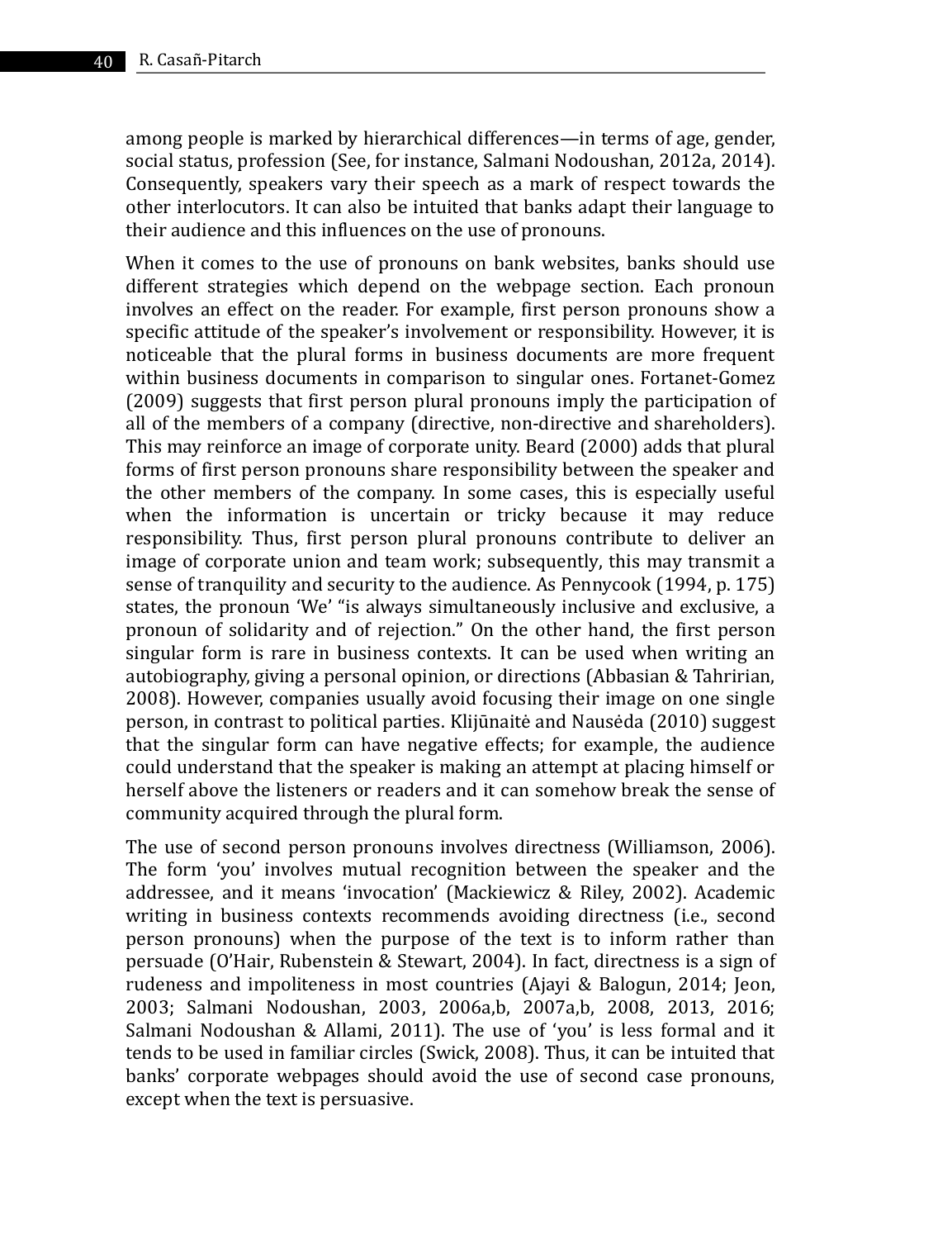among people is marked by hierarchical differences—in terms of age, gender, social status, profession (See, for instance, Salmani Nodoushan, 2012a, 2014). Consequently, speakers vary their speech as a mark of respect towards the other interlocutors. It can also be intuited that banks adapt their language to their audience and this influences on the use of pronouns.

When it comes to the use of pronouns on bank websites, banks should use different strategies which depend on the webpage section. Each pronoun involves an effect on the reader. For example, first person pronouns show a specific attitude of the speaker's involvement or responsibility. However, it is noticeable that the plural forms in business documents are more frequent within business documents in comparison to singular ones. Fortanet-Gomez (2009) suggests that first person plural pronouns imply the participation of all of the members of a company (directive, non-directive and shareholders). This may reinforce an image of corporate unity. Beard (2000) adds that plural forms of first person pronouns share responsibility between the speaker and the other members of the company. In some cases, this is especially useful when the information is uncertain or tricky because it may reduce responsibility. Thus, first person plural pronouns contribute to deliver an image of corporate union and team work; subsequently, this may transmit a sense of tranquility and security to the audience. As Pennycook (1994, p. 175) states, the pronoun 'We' "is always simultaneously inclusive and exclusive, a pronoun of solidarity and of rejection." On the other hand, the first person singular form is rare in business contexts. It can be used when writing an autobiography, giving a personal opinion, or directions (Abbasian & Tahririan, 2008). However, companies usually avoid focusing their image on one single person, in contrast to political parties. Klijūnaitė and Nausėda (2010) suggest that the singular form can have negative effects; for example, the audience could understand that the speaker is making an attempt at placing himself or herself above the listeners or readers and it can somehow break the sense of community acquired through the plural form.

The use of second person pronouns involves directness (Williamson, 2006). The form 'you' involves mutual recognition between the speaker and the addressee, and it means 'invocation' (Mackiewicz & Riley, 2002). Academic writing in business contexts recommends avoiding directness (i.e., second person pronouns) when the purpose of the text is to inform rather than persuade (O'Hair, Rubenstein & Stewart, 2004). In fact, directness is a sign of rudeness and impoliteness in most countries (Ajayi & Balogun, 2014; Jeon, 2003; Salmani Nodoushan, 2003, 2006a,b, 2007a,b, 2008, 2013, 2016; Salmani Nodoushan & Allami, 2011). The use of 'you' is less formal and it tends to be used in familiar circles (Swick, 2008). Thus, it can be intuited that banks' corporate webpages should avoid the use of second case pronouns, except when the text is persuasive.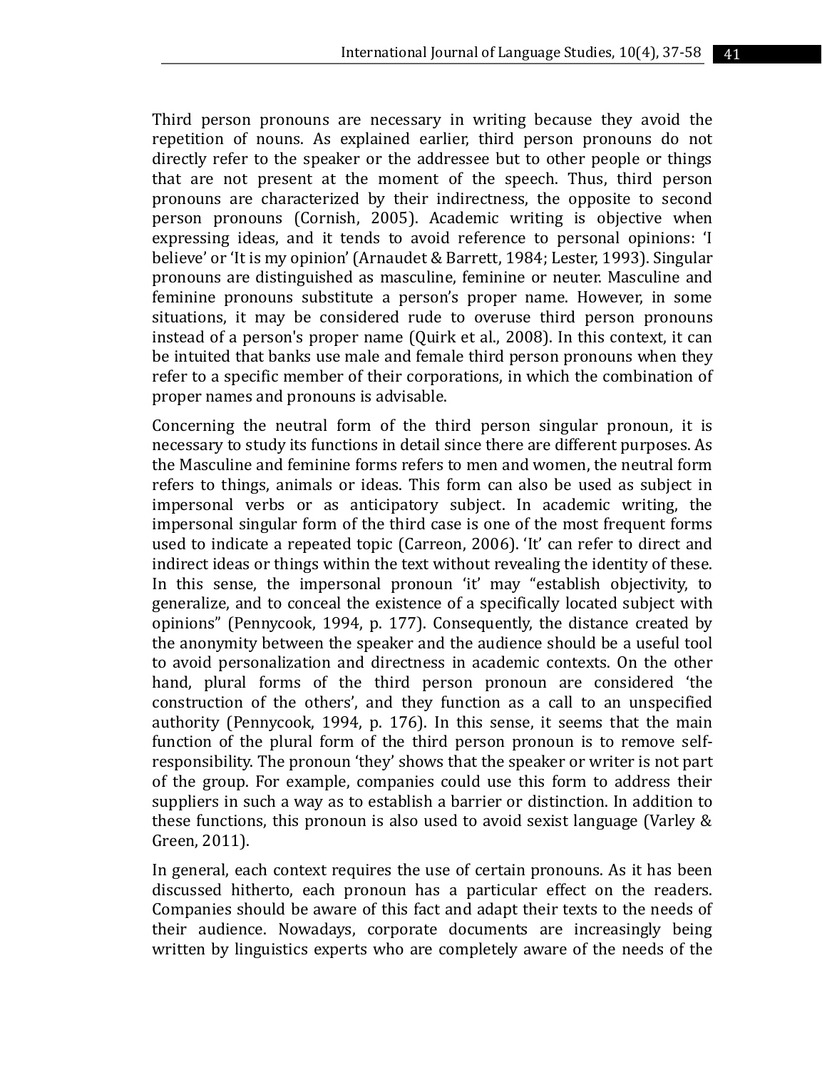Third person pronouns are necessary in writing because they avoid the repetition of nouns. As explained earlier, third person pronouns do not directly refer to the speaker or the addressee but to other people or things that are not present at the moment of the speech. Thus, third person pronouns are characterized by their indirectness, the opposite to second person pronouns (Cornish, 2005). Academic writing is objective when expressing ideas, and it tends to avoid reference to personal opinions: 'I believe' or 'It is my opinion' (Arnaudet & Barrett, 1984; Lester, 1993). Singular pronouns are distinguished as masculine, feminine or neuter. Masculine and feminine pronouns substitute a person's proper name. However, in some situations, it may be considered rude to overuse third person pronouns instead of a person's proper name (Quirk et al., 2008). In this context, it can be intuited that banks use male and female third person pronouns when they refer to a specific member of their corporations, in which the combination of proper names and pronouns is advisable.

Concerning the neutral form of the third person singular pronoun, it is necessary to study its functions in detail since there are different purposes. As the Masculine and feminine forms refers to men and women, the neutral form refers to things, animals or ideas. This form can also be used as subject in impersonal verbs or as anticipatory subject. In academic writing, the impersonal singular form of the third case is one of the most frequent forms used to indicate a repeated topic (Carreon, 2006). 'It' can refer to direct and indirect ideas or things within the text without revealing the identity of these. In this sense, the impersonal pronoun 'it' may "establish objectivity, to generalize, and to conceal the existence of a specifically located subject with opinions" (Pennycook, 1994, p. 177). Consequently, the distance created by the anonymity between the speaker and the audience should be a useful tool to avoid personalization and directness in academic contexts. On the other hand, plural forms of the third person pronoun are considered 'the construction of the others', and they function as a call to an unspecified authority (Pennycook, 1994, p. 176). In this sense, it seems that the main function of the plural form of the third person pronoun is to remove self-responsibility. The pronoun 'they' shows that the speaker or writer is not part of the group. For example, companies could use this form to address their suppliers in such a way as to establish a barrier or distinction. In addition to these functions, this pronoun is also used to avoid sexist language (Varley & Green, 2011).

In general, each context requires the use of certain pronouns. As it has been discussed hitherto, each pronoun has a particular effect on the readers. Companies should be aware of this fact and adapt their texts to the needs of their audience. Nowadays, corporate documents are increasingly being written by linguistics experts who are completely aware of the needs of the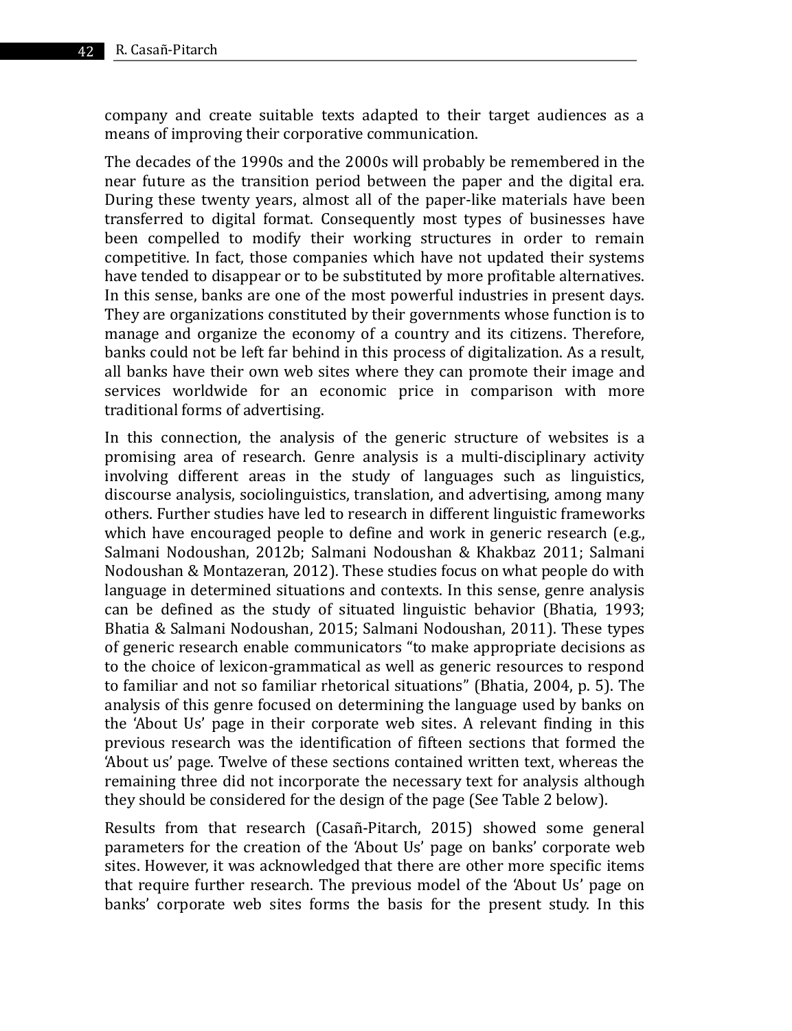company and create suitable texts adapted to their target audiences as a means of improving their corporative communication.

The decades of the 1990s and the 2000s will probably be remembered in the near future as the transition period between the paper and the digital era. During these twenty years, almost all of the paper-like materials have been transferred to digital format. Consequently most types of businesses have been compelled to modify their working structures in order to remain competitive. In fact, those companies which have not updated their systems have tended to disappear or to be substituted by more profitable alternatives. In this sense, banks are one of the most powerful industries in present days. They are organizations constituted by their governments whose function is to manage and organize the economy of a country and its citizens. Therefore, banks could not be left far behind in this process of digitalization. As a result, all banks have their own web sites where they can promote their image and services worldwide for an economic price in comparison with more traditional forms of advertising.

In this connection, the analysis of the generic structure of websites is a promising area of research. Genre analysis is a multi-disciplinary activity involving different areas in the study of languages such as linguistics, discourse analysis, sociolinguistics, translation, and advertising, among many others. Further studies have led to research in different linguistic frameworks which have encouraged people to define and work in generic research (e.g., Salmani Nodoushan, 2012b; Salmani Nodoushan & Khakbaz 2011; Salmani Nodoushan & Montazeran, 2012). These studies focus on what people do with language in determined situations and contexts. In this sense, genre analysis can be defined as the study of situated linguistic behavior (Bhatia, 1993; Bhatia & Salmani Nodoushan, 2015; Salmani Nodoushan, 2011). These types of generic research enable communicators "to make appropriate decisions as to the choice of lexicon-grammatical as well as generic resources to respond to familiar and not so familiar rhetorical situations" (Bhatia, 2004, p. 5). The analysis of this genre focused on determining the language used by banks on the 'About Us' page in their corporate web sites. A relevant finding in this previous research was the identification of fifteen sections that formed the 'About us' page. Twelve of these sections contained written text, whereas the remaining three did not incorporate the necessary text for analysis although they should be considered for the design of the page (See Table 2 below).

Results from that research (Casañ-Pitarch, 2015) showed some general parameters for the creation of the 'About Us' page on banks' corporate web sites. However, it was acknowledged that there are other more specific items that require further research. The previous model of the 'About Us' page on banks' corporate web sites forms the basis for the present study. In this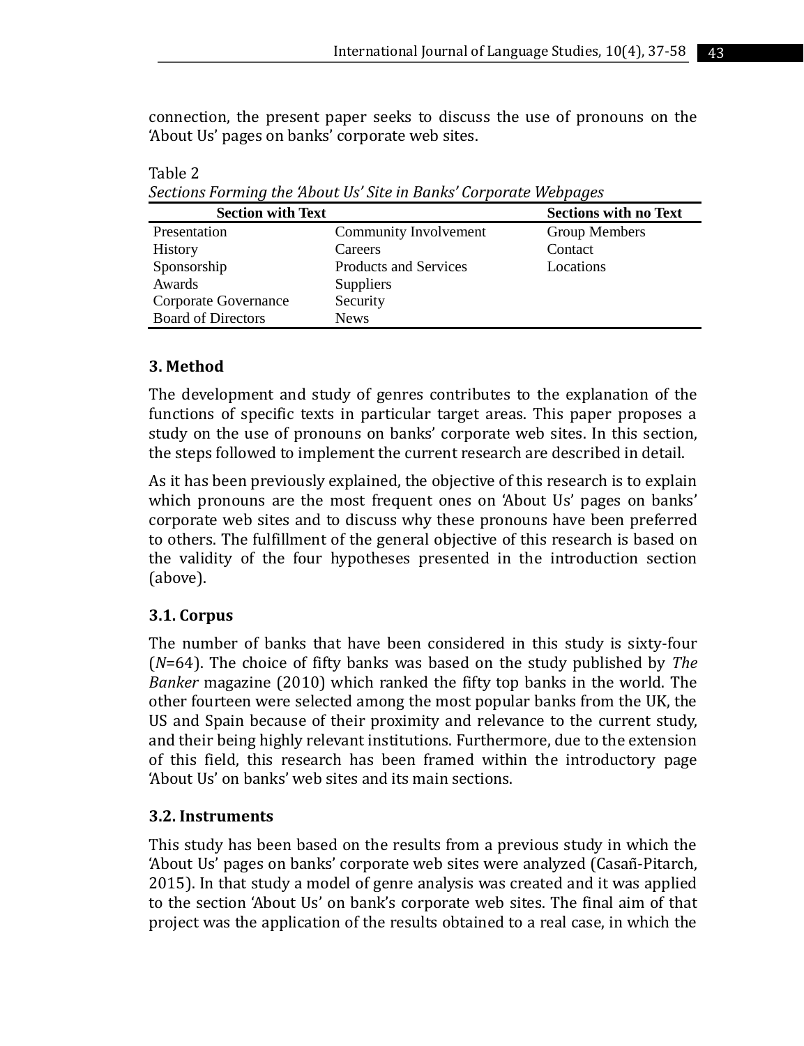connection, the present paper seeks to discuss the use of pronouns on the 'About Us' pages on banks' corporate web sites.

Table 2
*Sections Forming the 'About Us' Site in Banks' Corporate Webpages*

| Section with Text | | Sections with no Text |
|---|---|---|
| Presentation | Community Involvement | Group Members |
| History | Careers | Contact |
| Sponsorship | Products and Services | Locations |
| Awards | Suppliers | |
| Corporate Governance | Security | |
| Board of Directors | News | |

## 3. Method

The development and study of genres contributes to the explanation of the functions of specific texts in particular target areas. This paper proposes a study on the use of pronouns on banks' corporate web sites. In this section, the steps followed to implement the current research are described in detail.

As it has been previously explained, the objective of this research is to explain which pronouns are the most frequent ones on 'About Us' pages on banks' corporate web sites and to discuss why these pronouns have been preferred to others. The fulfillment of the general objective of this research is based on the validity of the four hypotheses presented in the introduction section (above).

### 3.1. Corpus

The number of banks that have been considered in this study is sixty-four ($N$=64). The choice of fifty banks was based on the study published by *The Banker* magazine (2010) which ranked the fifty top banks in the world. The other fourteen were selected among the most popular banks from the UK, the US and Spain because of their proximity and relevance to the current study, and their being highly relevant institutions. Furthermore, due to the extension of this field, this research has been framed within the introductory page 'About Us' on banks' web sites and its main sections.

### 3.2. Instruments

This study has been based on the results from a previous study in which the 'About Us' pages on banks' corporate web sites were analyzed (Casañ-Pitarch, 2015). In that study a model of genre analysis was created and it was applied to the section 'About Us' on bank's corporate web sites. The final aim of that project was the application of the results obtained to a real case, in which the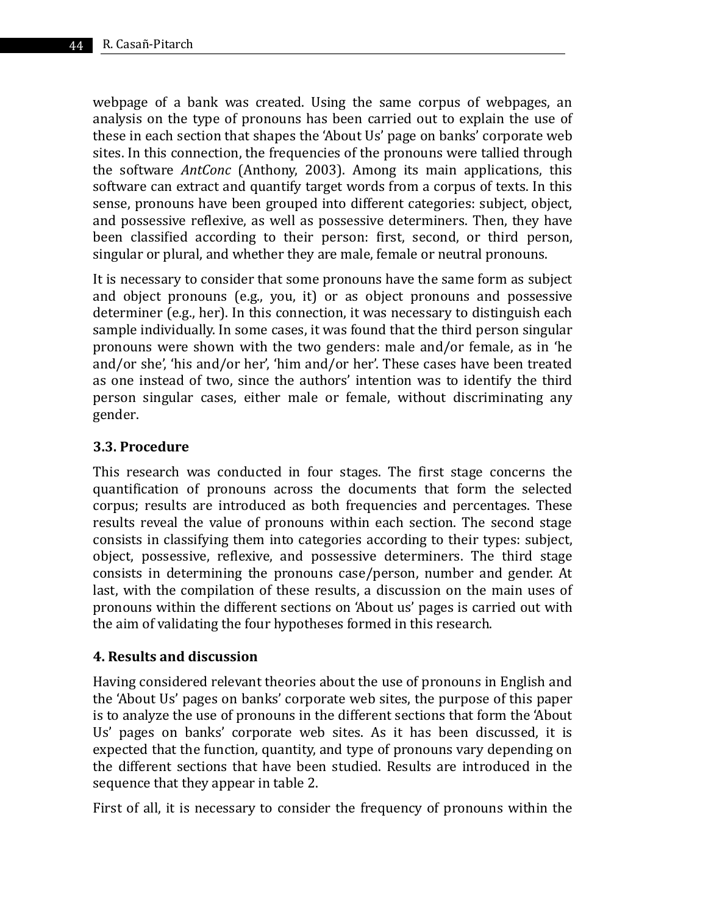webpage of a bank was created. Using the same corpus of webpages, an analysis on the type of pronouns has been carried out to explain the use of these in each section that shapes the 'About Us' page on banks' corporate web sites. In this connection, the frequencies of the pronouns were tallied through the software *AntConc* (Anthony, 2003). Among its main applications, this software can extract and quantify target words from a corpus of texts. In this sense, pronouns have been grouped into different categories: subject, object, and possessive reflexive, as well as possessive determiners. Then, they have been classified according to their person: first, second, or third person, singular or plural, and whether they are male, female or neutral pronouns.

It is necessary to consider that some pronouns have the same form as subject and object pronouns (e.g., you, it) or as object pronouns and possessive determiner (e.g., her). In this connection, it was necessary to distinguish each sample individually. In some cases, it was found that the third person singular pronouns were shown with the two genders: male and/or female, as in 'he and/or she', 'his and/or her', 'him and/or her'. These cases have been treated as one instead of two, since the authors' intention was to identify the third person singular cases, either male or female, without discriminating any gender.

### 3.3. Procedure

This research was conducted in four stages. The first stage concerns the quantification of pronouns across the documents that form the selected corpus; results are introduced as both frequencies and percentages. These results reveal the value of pronouns within each section. The second stage consists in classifying them into categories according to their types: subject, object, possessive, reflexive, and possessive determiners. The third stage consists in determining the pronouns case/person, number and gender. At last, with the compilation of these results, a discussion on the main uses of pronouns within the different sections on 'About us' pages is carried out with the aim of validating the four hypotheses formed in this research.

## 4. Results and discussion

Having considered relevant theories about the use of pronouns in English and the 'About Us' pages on banks' corporate web sites, the purpose of this paper is to analyze the use of pronouns in the different sections that form the 'About Us' pages on banks' corporate web sites. As it has been discussed, it is expected that the function, quantity, and type of pronouns vary depending on the different sections that have been studied. Results are introduced in the sequence that they appear in table 2.

First of all, it is necessary to consider the frequency of pronouns within the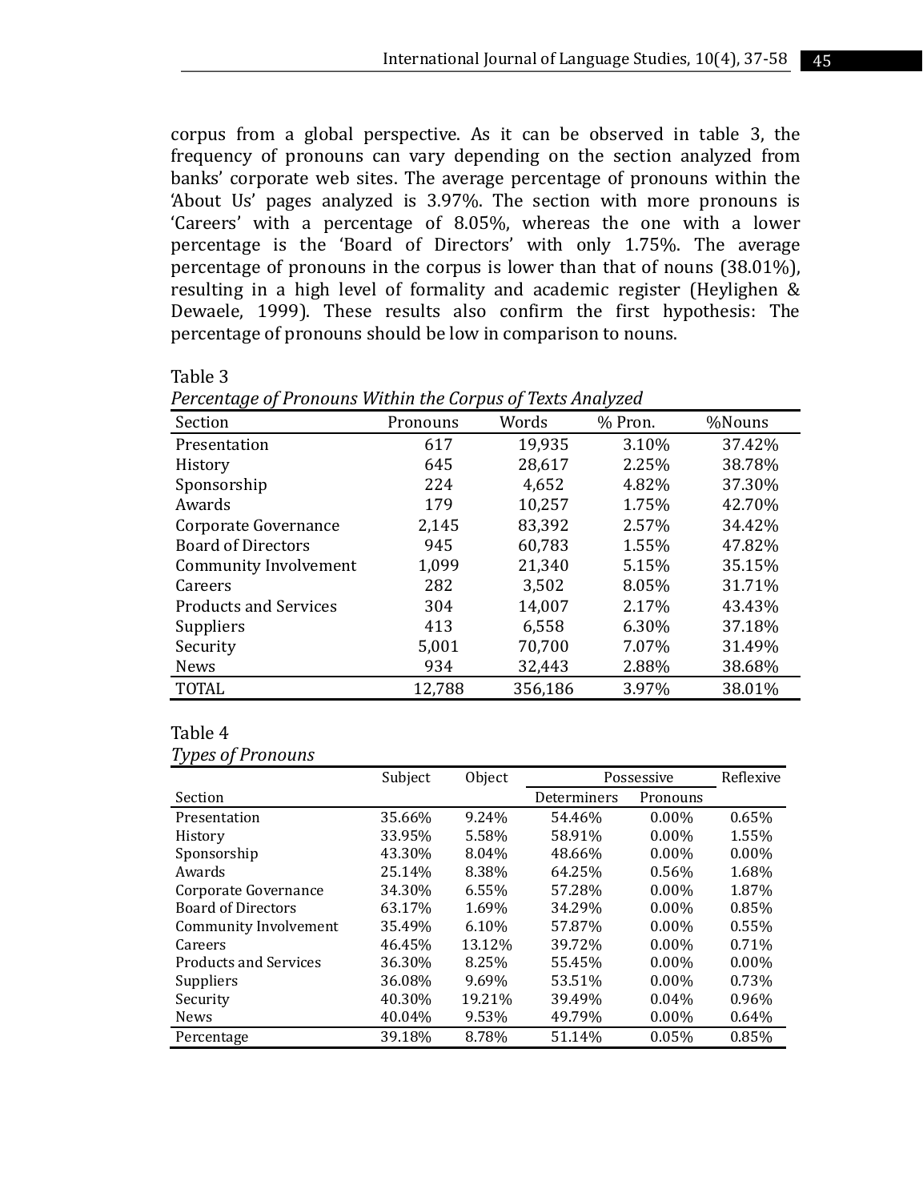corpus from a global perspective. As it can be observed in table 3, the frequency of pronouns can vary depending on the section analyzed from banks' corporate web sites. The average percentage of pronouns within the 'About Us' pages analyzed is 3.97%. The section with more pronouns is 'Careers' with a percentage of 8.05%, whereas the one with a lower percentage is the 'Board of Directors' with only 1.75%. The average percentage of pronouns in the corpus is lower than that of nouns (38.01%), resulting in a high level of formality and academic register (Heylighen & Dewaele, 1999). These results also confirm the first hypothesis: The percentage of pronouns should be low in comparison to nouns.

Table 3

*Percentage of Pronouns Within the Corpus of Texts Analyzed*

| Section | Pronouns | Words | % Pron. | %Nouns |
|---|---|---|---|---|
| Presentation | 617 | 19,935 | 3.10% | 37.42% |
| History | 645 | 28,617 | 2.25% | 38.78% |
| Sponsorship | 224 | 4,652 | 4.82% | 37.30% |
| Awards | 179 | 10,257 | 1.75% | 42.70% |
| Corporate Governance | 2,145 | 83,392 | 2.57% | 34.42% |
| Board of Directors | 945 | 60,783 | 1.55% | 47.82% |
| Community Involvement | 1,099 | 21,340 | 5.15% | 35.15% |
| Careers | 282 | 3,502 | 8.05% | 31.71% |
| Products and Services | 304 | 14,007 | 2.17% | 43.43% |
| Suppliers | 413 | 6,558 | 6.30% | 37.18% |
| Security | 5,001 | 70,700 | 7.07% | 31.49% |
| News | 934 | 32,443 | 2.88% | 38.68% |
| TOTAL | 12,788 | 356,186 | 3.97% | 38.01% |

Table 4

*Types of Pronouns*

| | Subject | Object | Possessive | | Reflexive |
|---|---|---|---|---|---|
| Section | | | Determiners | Pronouns | |
| Presentation | 35.66% | 9.24% | 54.46% | 0.00% | 0.65% |
| History | 33.95% | 5.58% | 58.91% | 0.00% | 1.55% |
| Sponsorship | 43.30% | 8.04% | 48.66% | 0.00% | 0.00% |
| Awards | 25.14% | 8.38% | 64.25% | 0.56% | 1.68% |
| Corporate Governance | 34.30% | 6.55% | 57.28% | 0.00% | 1.87% |
| Board of Directors | 63.17% | 1.69% | 34.29% | 0.00% | 0.85% |
| Community Involvement | 35.49% | 6.10% | 57.87% | 0.00% | 0.55% |
| Careers | 46.45% | 13.12% | 39.72% | 0.00% | 0.71% |
| Products and Services | 36.30% | 8.25% | 55.45% | 0.00% | 0.00% |
| Suppliers | 36.08% | 9.69% | 53.51% | 0.00% | 0.73% |
| Security | 40.30% | 19.21% | 39.49% | 0.04% | 0.96% |
| News | 40.04% | 9.53% | 49.79% | 0.00% | 0.64% |
| Percentage | 39.18% | 8.78% | 51.14% | 0.05% | 0.85% |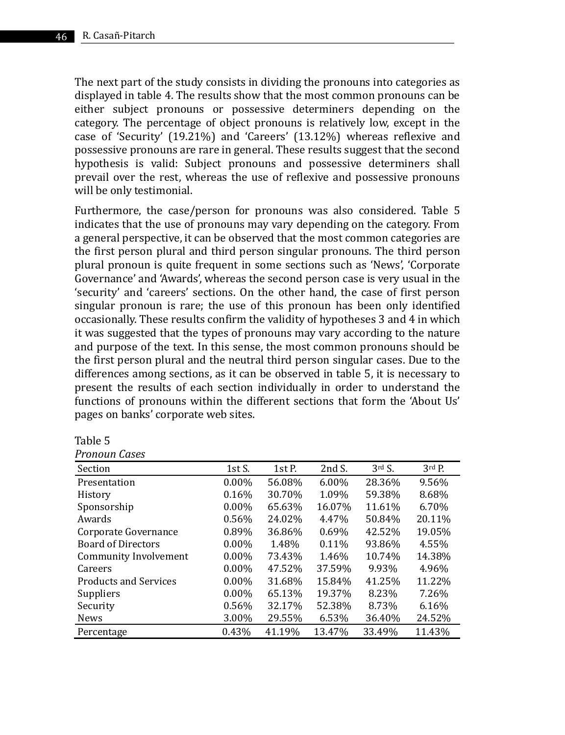The next part of the study consists in dividing the pronouns into categories as displayed in table 4. The results show that the most common pronouns can be either subject pronouns or possessive determiners depending on the category. The percentage of object pronouns is relatively low, except in the case of 'Security' (19.21%) and 'Careers' (13.12%) whereas reflexive and possessive pronouns are rare in general. These results suggest that the second hypothesis is valid: Subject pronouns and possessive determiners shall prevail over the rest, whereas the use of reflexive and possessive pronouns will be only testimonial.

Furthermore, the case/person for pronouns was also considered. Table 5 indicates that the use of pronouns may vary depending on the category. From a general perspective, it can be observed that the most common categories are the first person plural and third person singular pronouns. The third person plural pronoun is quite frequent in some sections such as 'News', 'Corporate Governance' and 'Awards', whereas the second person case is very usual in the 'security' and 'careers' sections. On the other hand, the case of first person singular pronoun is rare; the use of this pronoun has been only identified occasionally. These results confirm the validity of hypotheses 3 and 4 in which it was suggested that the types of pronouns may vary according to the nature and purpose of the text. In this sense, the most common pronouns should be the first person plural and the neutral third person singular cases. Due to the differences among sections, as it can be observed in table 5, it is necessary to present the results of each section individually in order to understand the functions of pronouns within the different sections that form the 'About Us' pages on banks' corporate web sites.

Table 5
*Pronoun Cases*

| Section | 1st S. | 1st P. | 2nd S. | 3rd S. | 3rd P. |
|---|---|---|---|---|---|
| Presentation | 0.00% | 56.08% | 6.00% | 28.36% | 9.56% |
| History | 0.16% | 30.70% | 1.09% | 59.38% | 8.68% |
| Sponsorship | 0.00% | 65.63% | 16.07% | 11.61% | 6.70% |
| Awards | 0.56% | 24.02% | 4.47% | 50.84% | 20.11% |
| Corporate Governance | 0.89% | 36.86% | 0.69% | 42.52% | 19.05% |
| Board of Directors | 0.00% | 1.48% | 0.11% | 93.86% | 4.55% |
| Community Involvement | 0.00% | 73.43% | 1.46% | 10.74% | 14.38% |
| Careers | 0.00% | 47.52% | 37.59% | 9.93% | 4.96% |
| Products and Services | 0.00% | 31.68% | 15.84% | 41.25% | 11.22% |
| Suppliers | 0.00% | 65.13% | 19.37% | 8.23% | 7.26% |
| Security | 0.56% | 32.17% | 52.38% | 8.73% | 6.16% |
| News | 3.00% | 29.55% | 6.53% | 36.40% | 24.52% |
| Percentage | 0.43% | 41.19% | 13.47% | 33.49% | 11.43% |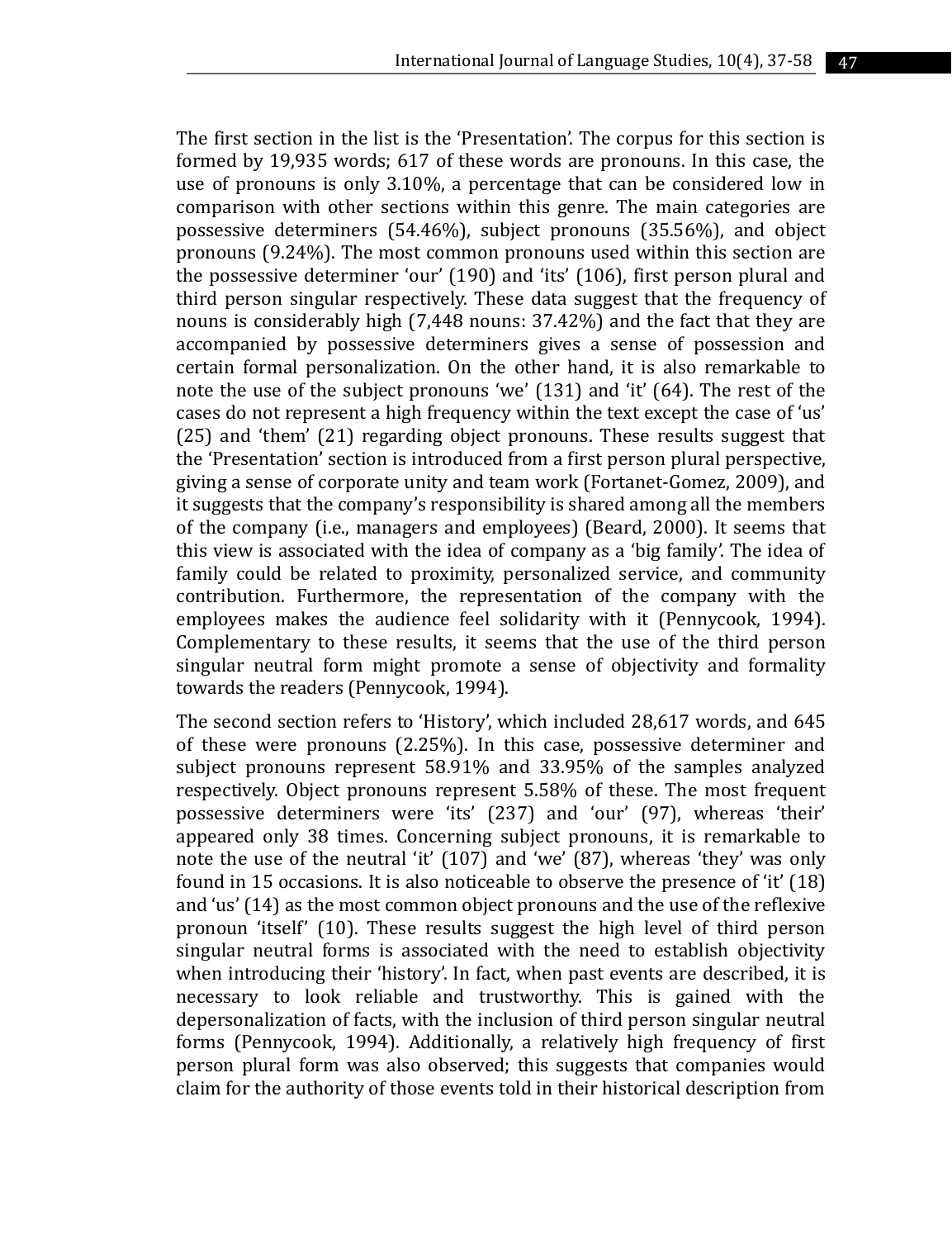The first section in the list is the 'Presentation'. The corpus for this section is formed by 19,935 words; 617 of these words are pronouns. In this case, the use of pronouns is only 3.10%, a percentage that can be considered low in comparison with other sections within this genre. The main categories are possessive determiners (54.46%), subject pronouns (35.56%), and object pronouns (9.24%). The most common pronouns used within this section are the possessive determiner 'our' (190) and 'its' (106), first person plural and third person singular respectively. These data suggest that the frequency of nouns is considerably high (7,448 nouns: 37.42%) and the fact that they are accompanied by possessive determiners gives a sense of possession and certain formal personalization. On the other hand, it is also remarkable to note the use of the subject pronouns 'we' (131) and 'it' (64). The rest of the cases do not represent a high frequency within the text except the case of 'us' (25) and 'them' (21) regarding object pronouns. These results suggest that the 'Presentation' section is introduced from a first person plural perspective, giving a sense of corporate unity and team work (Fortanet-Gomez, 2009), and it suggests that the company's responsibility is shared among all the members of the company (i.e., managers and employees) (Beard, 2000). It seems that this view is associated with the idea of company as a 'big family'. The idea of family could be related to proximity, personalized service, and community contribution. Furthermore, the representation of the company with the employees makes the audience feel solidarity with it (Pennycook, 1994). Complementary to these results, it seems that the use of the third person singular neutral form might promote a sense of objectivity and formality towards the readers (Pennycook, 1994).

The second section refers to 'History', which included 28,617 words, and 645 of these were pronouns (2.25%). In this case, possessive determiner and subject pronouns represent 58.91% and 33.95% of the samples analyzed respectively. Object pronouns represent 5.58% of these. The most frequent possessive determiners were 'its' (237) and 'our' (97), whereas 'their' appeared only 38 times. Concerning subject pronouns, it is remarkable to note the use of the neutral 'it' (107) and 'we' (87), whereas 'they' was only found in 15 occasions. It is also noticeable to observe the presence of 'it' (18) and 'us' (14) as the most common object pronouns and the use of the reflexive pronoun 'itself' (10). These results suggest the high level of third person singular neutral forms is associated with the need to establish objectivity when introducing their 'history'. In fact, when past events are described, it is necessary to look reliable and trustworthy. This is gained with the depersonalization of facts, with the inclusion of third person singular neutral forms (Pennycook, 1994). Additionally, a relatively high frequency of first person plural form was also observed; this suggests that companies would claim for the authority of those events told in their historical description from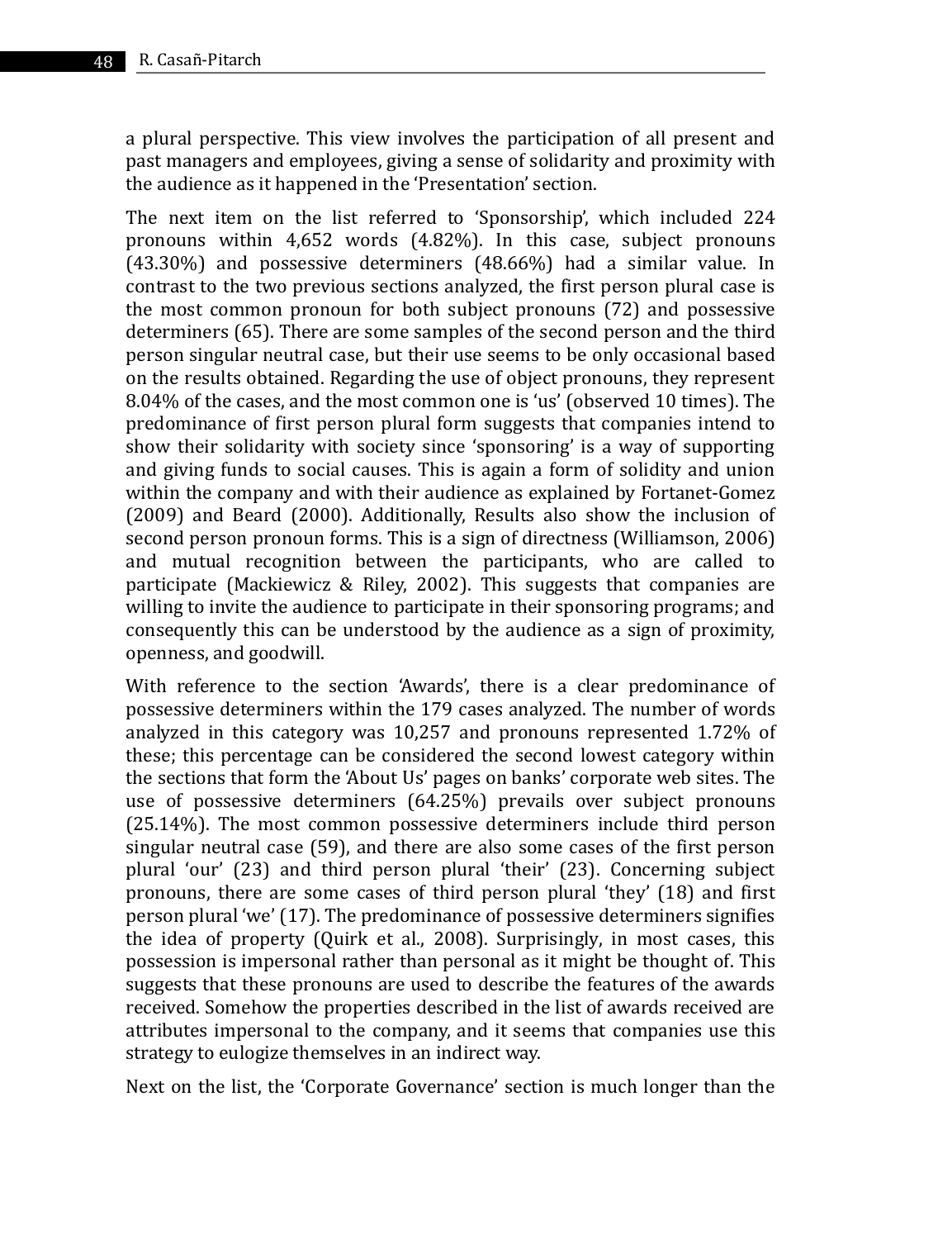a plural perspective. This view involves the participation of all present and past managers and employees, giving a sense of solidarity and proximity with the audience as it happened in the 'Presentation' section.

The next item on the list referred to 'Sponsorship', which included 224 pronouns within 4,652 words (4.82%). In this case, subject pronouns (43.30%) and possessive determiners (48.66%) had a similar value. In contrast to the two previous sections analyzed, the first person plural case is the most common pronoun for both subject pronouns (72) and possessive determiners (65). There are some samples of the second person and the third person singular neutral case, but their use seems to be only occasional based on the results obtained. Regarding the use of object pronouns, they represent 8.04% of the cases, and the most common one is 'us' (observed 10 times). The predominance of first person plural form suggests that companies intend to show their solidarity with society since 'sponsoring' is a way of supporting and giving funds to social causes. This is again a form of solidity and union within the company and with their audience as explained by Fortanet-Gomez (2009) and Beard (2000). Additionally, Results also show the inclusion of second person pronoun forms. This is a sign of directness (Williamson, 2006) and mutual recognition between the participants, who are called to participate (Mackiewicz & Riley, 2002). This suggests that companies are willing to invite the audience to participate in their sponsoring programs; and consequently this can be understood by the audience as a sign of proximity, openness, and goodwill.

With reference to the section 'Awards', there is a clear predominance of possessive determiners within the 179 cases analyzed. The number of words analyzed in this category was 10,257 and pronouns represented 1.72% of these; this percentage can be considered the second lowest category within the sections that form the 'About Us' pages on banks' corporate web sites. The use of possessive determiners (64.25%) prevails over subject pronouns (25.14%). The most common possessive determiners include third person singular neutral case (59), and there are also some cases of the first person plural 'our' (23) and third person plural 'their' (23). Concerning subject pronouns, there are some cases of third person plural 'they' (18) and first person plural 'we' (17). The predominance of possessive determiners signifies the idea of property (Quirk et al., 2008). Surprisingly, in most cases, this possession is impersonal rather than personal as it might be thought of. This suggests that these pronouns are used to describe the features of the awards received. Somehow the properties described in the list of awards received are attributes impersonal to the company, and it seems that companies use this strategy to eulogize themselves in an indirect way.

Next on the list, the 'Corporate Governance' section is much longer than the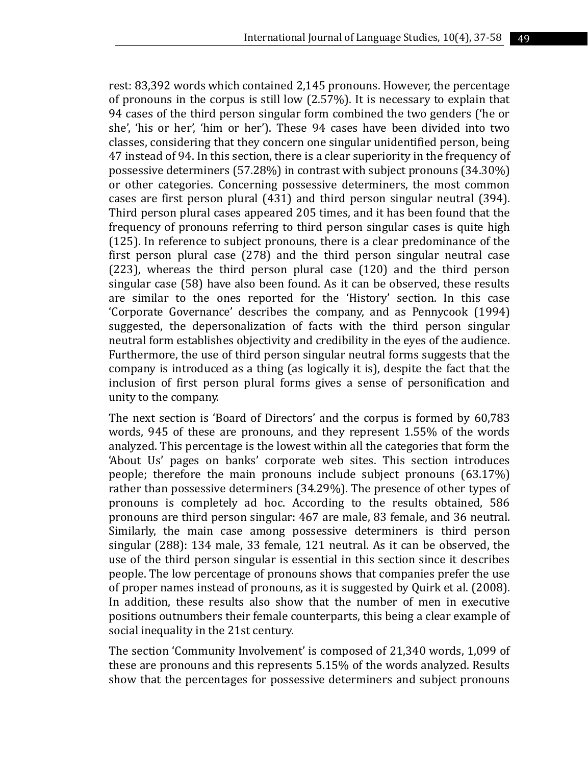rest: 83,392 words which contained 2,145 pronouns. However, the percentage of pronouns in the corpus is still low (2.57%). It is necessary to explain that 94 cases of the third person singular form combined the two genders ('he or she', 'his or her', 'him or her'). These 94 cases have been divided into two classes, considering that they concern one singular unidentified person, being 47 instead of 94. In this section, there is a clear superiority in the frequency of possessive determiners (57.28%) in contrast with subject pronouns (34.30%) or other categories. Concerning possessive determiners, the most common cases are first person plural (431) and third person singular neutral (394). Third person plural cases appeared 205 times, and it has been found that the frequency of pronouns referring to third person singular cases is quite high (125). In reference to subject pronouns, there is a clear predominance of the first person plural case (278) and the third person singular neutral case (223), whereas the third person plural case (120) and the third person singular case (58) have also been found. As it can be observed, these results are similar to the ones reported for the 'History' section. In this case 'Corporate Governance' describes the company, and as Pennycook (1994) suggested, the depersonalization of facts with the third person singular neutral form establishes objectivity and credibility in the eyes of the audience. Furthermore, the use of third person singular neutral forms suggests that the company is introduced as a thing (as logically it is), despite the fact that the inclusion of first person plural forms gives a sense of personification and unity to the company.

The next section is 'Board of Directors' and the corpus is formed by 60,783 words, 945 of these are pronouns, and they represent 1.55% of the words analyzed. This percentage is the lowest within all the categories that form the 'About Us' pages on banks' corporate web sites. This section introduces people; therefore the main pronouns include subject pronouns (63.17%) rather than possessive determiners (34.29%). The presence of other types of pronouns is completely ad hoc. According to the results obtained, 586 pronouns are third person singular: 467 are male, 83 female, and 36 neutral. Similarly, the main case among possessive determiners is third person singular (288): 134 male, 33 female, 121 neutral. As it can be observed, the use of the third person singular is essential in this section since it describes people. The low percentage of pronouns shows that companies prefer the use of proper names instead of pronouns, as it is suggested by Quirk et al. (2008). In addition, these results also show that the number of men in executive positions outnumbers their female counterparts, this being a clear example of social inequality in the 21st century.

The section 'Community Involvement' is composed of 21,340 words, 1,099 of these are pronouns and this represents 5.15% of the words analyzed. Results show that the percentages for possessive determiners and subject pronouns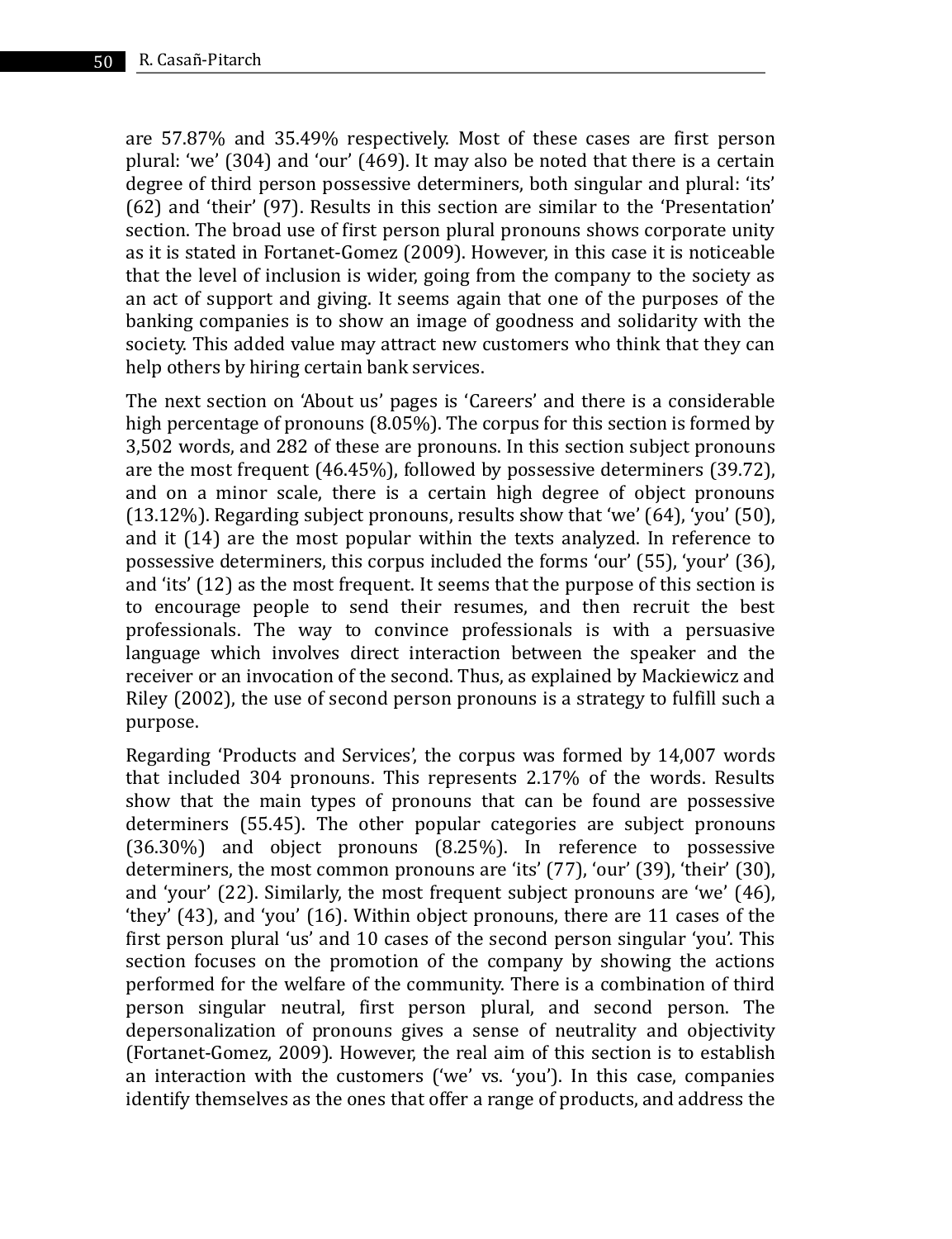are 57.87% and 35.49% respectively. Most of these cases are first person plural: 'we' (304) and 'our' (469). It may also be noted that there is a certain degree of third person possessive determiners, both singular and plural: 'its' (62) and 'their' (97). Results in this section are similar to the 'Presentation' section. The broad use of first person plural pronouns shows corporate unity as it is stated in Fortanet-Gomez (2009). However, in this case it is noticeable that the level of inclusion is wider, going from the company to the society as an act of support and giving. It seems again that one of the purposes of the banking companies is to show an image of goodness and solidarity with the society. This added value may attract new customers who think that they can help others by hiring certain bank services.

The next section on 'About us' pages is 'Careers' and there is a considerable high percentage of pronouns (8.05%). The corpus for this section is formed by 3,502 words, and 282 of these are pronouns. In this section subject pronouns are the most frequent (46.45%), followed by possessive determiners (39.72), and on a minor scale, there is a certain high degree of object pronouns (13.12%). Regarding subject pronouns, results show that 'we' (64), 'you' (50), and it (14) are the most popular within the texts analyzed. In reference to possessive determiners, this corpus included the forms 'our' (55), 'your' (36), and 'its' (12) as the most frequent. It seems that the purpose of this section is to encourage people to send their resumes, and then recruit the best professionals. The way to convince professionals is with a persuasive language which involves direct interaction between the speaker and the receiver or an invocation of the second. Thus, as explained by Mackiewicz and Riley (2002), the use of second person pronouns is a strategy to fulfill such a purpose.

Regarding 'Products and Services', the corpus was formed by 14,007 words that included 304 pronouns. This represents 2.17% of the words. Results show that the main types of pronouns that can be found are possessive determiners (55.45). The other popular categories are subject pronouns (36.30%) and object pronouns (8.25%). In reference to possessive determiners, the most common pronouns are 'its' (77), 'our' (39), 'their' (30), and 'your' (22). Similarly, the most frequent subject pronouns are 'we' (46), 'they' (43), and 'you' (16). Within object pronouns, there are 11 cases of the first person plural 'us' and 10 cases of the second person singular 'you'. This section focuses on the promotion of the company by showing the actions performed for the welfare of the community. There is a combination of third person singular neutral, first person plural, and second person. The depersonalization of pronouns gives a sense of neutrality and objectivity (Fortanet-Gomez, 2009). However, the real aim of this section is to establish an interaction with the customers ('we' vs. 'you'). In this case, companies identify themselves as the ones that offer a range of products, and address the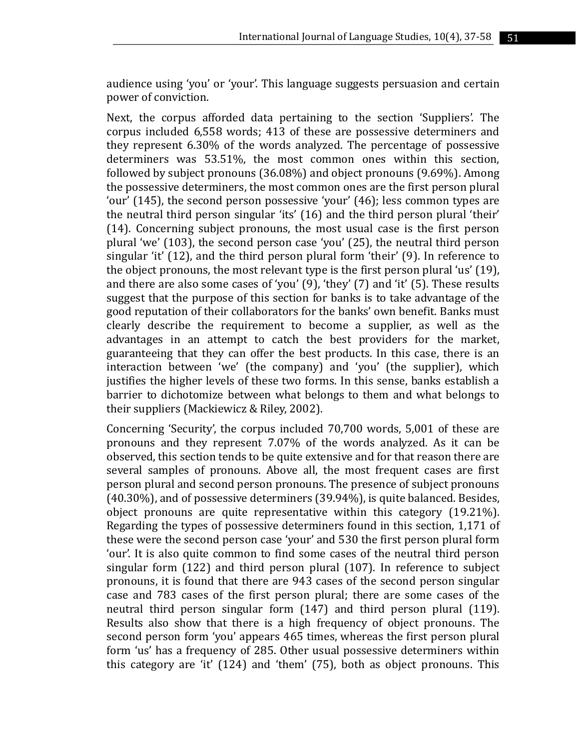audience using 'you' or 'your'. This language suggests persuasion and certain power of conviction.

Next, the corpus afforded data pertaining to the section 'Suppliers'. The corpus included 6,558 words; 413 of these are possessive determiners and they represent 6.30% of the words analyzed. The percentage of possessive determiners was 53.51%, the most common ones within this section, followed by subject pronouns (36.08%) and object pronouns (9.69%). Among the possessive determiners, the most common ones are the first person plural 'our' (145), the second person possessive 'your' (46); less common types are the neutral third person singular 'its' (16) and the third person plural 'their' (14). Concerning subject pronouns, the most usual case is the first person plural 'we' (103), the second person case 'you' (25), the neutral third person singular 'it' (12), and the third person plural form 'their' (9). In reference to the object pronouns, the most relevant type is the first person plural 'us' (19), and there are also some cases of 'you' (9), 'they' (7) and 'it' (5). These results suggest that the purpose of this section for banks is to take advantage of the good reputation of their collaborators for the banks' own benefit. Banks must clearly describe the requirement to become a supplier, as well as the advantages in an attempt to catch the best providers for the market, guaranteeing that they can offer the best products. In this case, there is an interaction between 'we' (the company) and 'you' (the supplier), which justifies the higher levels of these two forms. In this sense, banks establish a barrier to dichotomize between what belongs to them and what belongs to their suppliers (Mackiewicz & Riley, 2002).

Concerning 'Security', the corpus included 70,700 words, 5,001 of these are pronouns and they represent 7.07% of the words analyzed. As it can be observed, this section tends to be quite extensive and for that reason there are several samples of pronouns. Above all, the most frequent cases are first person plural and second person pronouns. The presence of subject pronouns (40.30%), and of possessive determiners (39.94%), is quite balanced. Besides, object pronouns are quite representative within this category (19.21%). Regarding the types of possessive determiners found in this section, 1,171 of these were the second person case 'your' and 530 the first person plural form 'our'. It is also quite common to find some cases of the neutral third person singular form (122) and third person plural (107). In reference to subject pronouns, it is found that there are 943 cases of the second person singular case and 783 cases of the first person plural; there are some cases of the neutral third person singular form (147) and third person plural (119). Results also show that there is a high frequency of object pronouns. The second person form 'you' appears 465 times, whereas the first person plural form 'us' has a frequency of 285. Other usual possessive determiners within this category are 'it' (124) and 'them' (75), both as object pronouns. This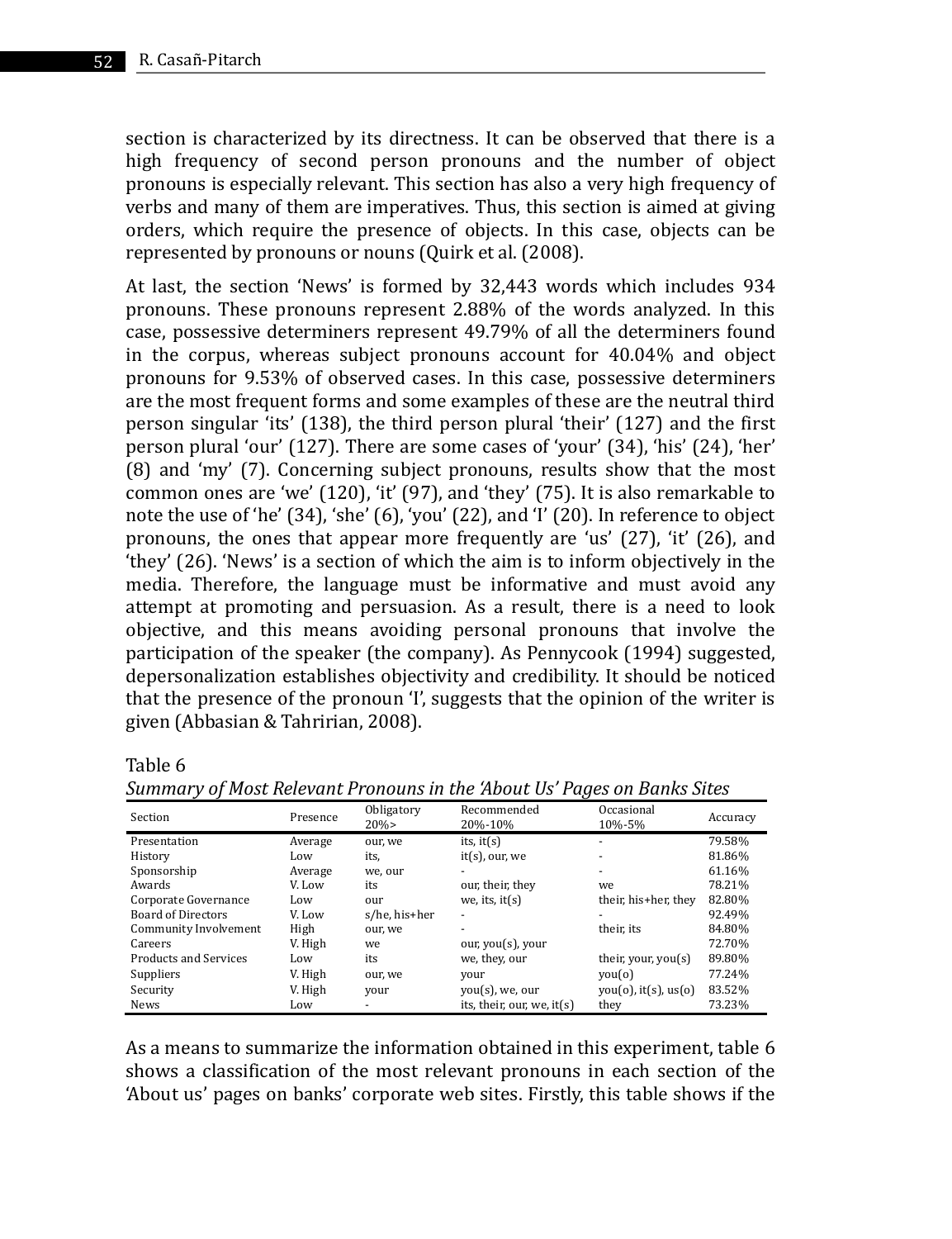section is characterized by its directness. It can be observed that there is a high frequency of second person pronouns and the number of object pronouns is especially relevant. This section has also a very high frequency of verbs and many of them are imperatives. Thus, this section is aimed at giving orders, which require the presence of objects. In this case, objects can be represented by pronouns or nouns (Quirk et al. (2008).

At last, the section 'News' is formed by 32,443 words which includes 934 pronouns. These pronouns represent 2.88% of the words analyzed. In this case, possessive determiners represent 49.79% of all the determiners found in the corpus, whereas subject pronouns account for 40.04% and object pronouns for 9.53% of observed cases. In this case, possessive determiners are the most frequent forms and some examples of these are the neutral third person singular 'its' (138), the third person plural 'their' (127) and the first person plural 'our' (127). There are some cases of 'your' (34), 'his' (24), 'her' (8) and 'my' (7). Concerning subject pronouns, results show that the most common ones are 'we' (120), 'it' (97), and 'they' (75). It is also remarkable to note the use of 'he' (34), 'she' (6), 'you' (22), and 'I' (20). In reference to object pronouns, the ones that appear more frequently are 'us' (27), 'it' (26), and 'they' (26). 'News' is a section of which the aim is to inform objectively in the media. Therefore, the language must be informative and must avoid any attempt at promoting and persuasion. As a result, there is a need to look objective, and this means avoiding personal pronouns that involve the participation of the speaker (the company). As Pennycook (1994) suggested, depersonalization establishes objectivity and credibility. It should be noticed that the presence of the pronoun 'I', suggests that the opinion of the writer is given (Abbasian & Tahririan, 2008).

Table 6

*Summary of Most Relevant Pronouns in the 'About Us' Pages on Banks Sites*

| Section | Presence | Obligatory 20%> | Recommended 20%-10% | Occasional 10%-5% | Accuracy |
|---|---|---|---|---|---|
| Presentation | Average | our, we | its, it(s) | - | 79.58% |
| History | Low | its, | it(s), our, we | - | 81.86% |
| Sponsorship | Average | we, our | - | - | 61.16% |
| Awards | V. Low | its | our, their, they | we | 78.21% |
| Corporate Governance | Low | our | we, its, it(s) | their, his+her, they | 82.80% |
| Board of Directors | V. Low | s/he, his+her | - | - | 92.49% |
| Community Involvement | High | our, we | - | their, its | 84.80% |
| Careers | V. High | we | our, you(s), your | | 72.70% |
| Products and Services | Low | its | we, they, our | their, your, you(s) | 89.80% |
| Suppliers | V. High | our, we | your | you(o) | 77.24% |
| Security | V. High | your | you(s), we, our | you(o), it(s), us(o) | 83.52% |
| News | Low | - | its, their, our, we, it(s) | they | 73.23% |

As a means to summarize the information obtained in this experiment, table 6 shows a classification of the most relevant pronouns in each section of the 'About us' pages on banks' corporate web sites. Firstly, this table shows if the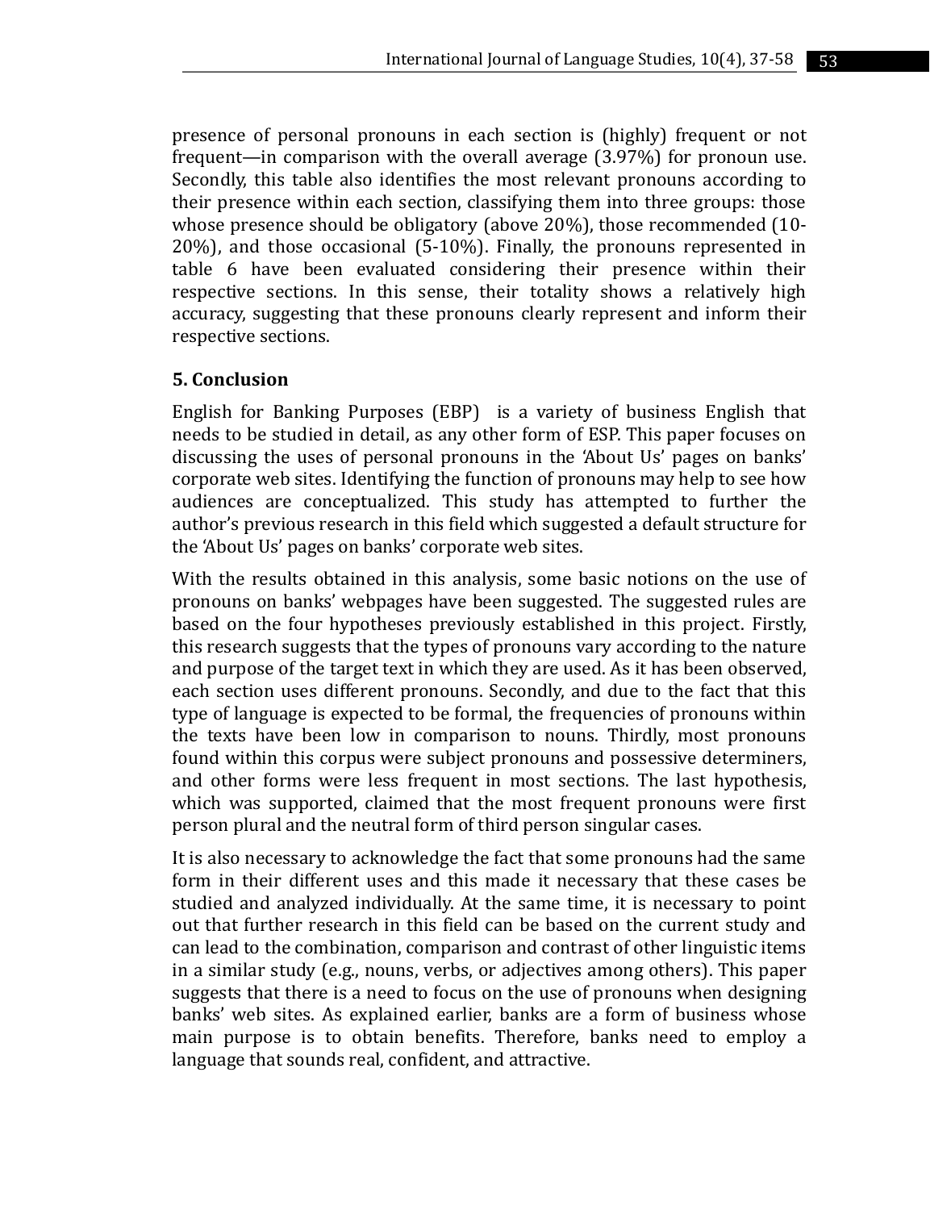presence of personal pronouns in each section is (highly) frequent or not frequent—in comparison with the overall average (3.97%) for pronoun use. Secondly, this table also identifies the most relevant pronouns according to their presence within each section, classifying them into three groups: those whose presence should be obligatory (above 20%), those recommended (10-20%), and those occasional (5-10%). Finally, the pronouns represented in table 6 have been evaluated considering their presence within their respective sections. In this sense, their totality shows a relatively high accuracy, suggesting that these pronouns clearly represent and inform their respective sections.

## 5. Conclusion

English for Banking Purposes (EBP) is a variety of business English that needs to be studied in detail, as any other form of ESP. This paper focuses on discussing the uses of personal pronouns in the 'About Us' pages on banks' corporate web sites. Identifying the function of pronouns may help to see how audiences are conceptualized. This study has attempted to further the author's previous research in this field which suggested a default structure for the 'About Us' pages on banks' corporate web sites.

With the results obtained in this analysis, some basic notions on the use of pronouns on banks' webpages have been suggested. The suggested rules are based on the four hypotheses previously established in this project. Firstly, this research suggests that the types of pronouns vary according to the nature and purpose of the target text in which they are used. As it has been observed, each section uses different pronouns. Secondly, and due to the fact that this type of language is expected to be formal, the frequencies of pronouns within the texts have been low in comparison to nouns. Thirdly, most pronouns found within this corpus were subject pronouns and possessive determiners, and other forms were less frequent in most sections. The last hypothesis, which was supported, claimed that the most frequent pronouns were first person plural and the neutral form of third person singular cases.

It is also necessary to acknowledge the fact that some pronouns had the same form in their different uses and this made it necessary that these cases be studied and analyzed individually. At the same time, it is necessary to point out that further research in this field can be based on the current study and can lead to the combination, comparison and contrast of other linguistic items in a similar study (e.g., nouns, verbs, or adjectives among others). This paper suggests that there is a need to focus on the use of pronouns when designing banks' web sites. As explained earlier, banks are a form of business whose main purpose is to obtain benefits. Therefore, banks need to employ a language that sounds real, confident, and attractive.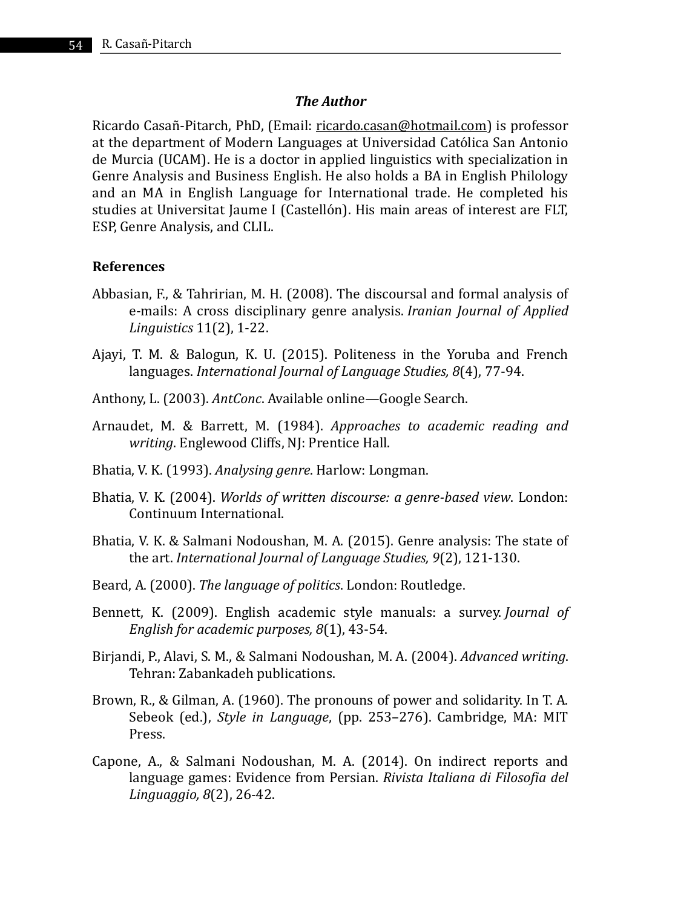### *The Author*

Ricardo Casañ-Pitarch, PhD, (Email: ricardo.casan@hotmail.com) is professor at the department of Modern Languages at Universidad Católica San Antonio de Murcia (UCAM). He is a doctor in applied linguistics with specialization in Genre Analysis and Business English. He also holds a BA in English Philology and an MA in English Language for International trade. He completed his studies at Universitat Jaume I (Castellón). His main areas of interest are FLT, ESP, Genre Analysis, and CLIL.

### References

Abbasian, F., & Tahririan, M. H. (2008). The discoursal and formal analysis of e-mails: A cross disciplinary genre analysis. *Iranian Journal of Applied Linguistics* 11(2), 1-22.

Ajayi, T. M. & Balogun, K. U. (2015). Politeness in the Yoruba and French languages. *International Journal of Language Studies, 8*(4), 77-94.

Anthony, L. (2003). *AntConc*. Available online—Google Search.

Arnaudet, M. & Barrett, M. (1984). *Approaches to academic reading and writing*. Englewood Cliffs, NJ: Prentice Hall.

Bhatia, V. K. (1993). *Analysing genre*. Harlow: Longman.

Bhatia, V. K. (2004). *Worlds of written discourse: a genre-based view*. London: Continuum International.

Bhatia, V. K. & Salmani Nodoushan, M. A. (2015). Genre analysis: The state of the art. *International Journal of Language Studies, 9*(2), 121-130.

Beard, A. (2000). *The language of politics*. London: Routledge.

Bennett, K. (2009). English academic style manuals: a survey. *Journal of English for academic purposes, 8*(1), 43-54.

Birjandi, P., Alavi, S. M., & Salmani Nodoushan, M. A. (2004). *Advanced writing*. Tehran: Zabankadeh publications.

Brown, R., & Gilman, A. (1960). The pronouns of power and solidarity. In T. A. Sebeok (ed.), *Style in Language*, (pp. 253–276). Cambridge, MA: MIT Press.

Capone, A., & Salmani Nodoushan, M. A. (2014). On indirect reports and language games: Evidence from Persian. *Rivista Italiana di Filosofia del Linguaggio, 8*(2), 26-42.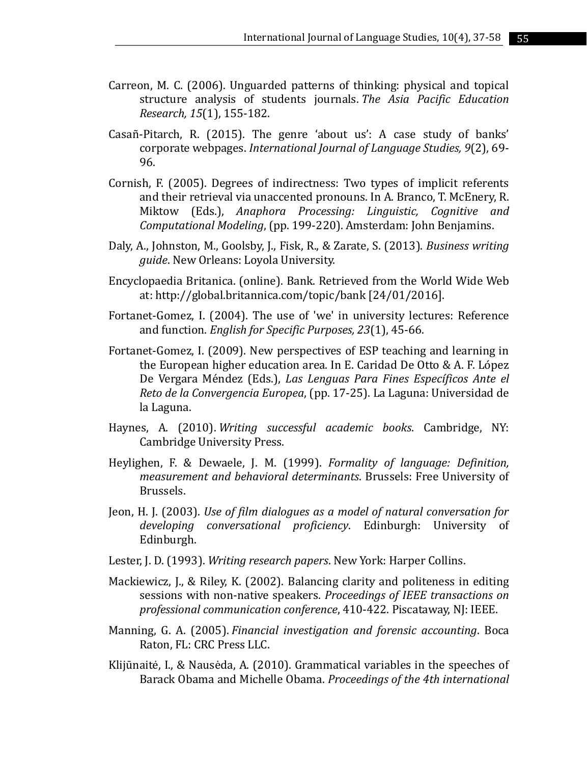Carreon, M. C. (2006). Unguarded patterns of thinking: physical and topical structure analysis of students journals. *The Asia Pacific Education Research, 15*(1), 155-182.

Casañ-Pitarch, R. (2015). The genre 'about us': A case study of banks' corporate webpages. *International Journal of Language Studies, 9*(2), 69-96.

Cornish, F. (2005). Degrees of indirectness: Two types of implicit referents and their retrieval via unaccented pronouns. In A. Branco, T. McEnery, R. Miktow (Eds.), *Anaphora Processing: Linguistic, Cognitive and Computational Modeling*, (pp. 199-220). Amsterdam: John Benjamins.

Daly, A., Johnston, M., Goolsby, J., Fisk, R., & Zarate, S. (2013). *Business writing guide*. New Orleans: Loyola University.

Encyclopaedia Britanica. (online). Bank. Retrieved from the World Wide Web at: http://global.britannica.com/topic/bank [24/01/2016].

Fortanet-Gomez, I. (2004). The use of 'we' in university lectures: Reference and function. *English for Specific Purposes, 23*(1), 45-66.

Fortanet-Gomez, I. (2009). New perspectives of ESP teaching and learning in the European higher education area. In E. Caridad De Otto & A. F. López De Vergara Méndez (Eds.), *Las Lenguas Para Fines Específicos Ante el Reto de la Convergencia Europea*, (pp. 17-25). La Laguna: Universidad de la Laguna.

Haynes, A. (2010). *Writing successful academic books*. Cambridge, NY: Cambridge University Press.

Heylighen, F. & Dewaele, J. M. (1999). *Formality of language: Definition, measurement and behavioral determinants*. Brussels: Free University of Brussels.

Jeon, H. J. (2003). *Use of film dialogues as a model of natural conversation for developing conversational proficiency*. Edinburgh: University of Edinburgh.

Lester, J. D. (1993). *Writing research papers*. New York: Harper Collins.

Mackiewicz, J., & Riley, K. (2002). Balancing clarity and politeness in editing sessions with non-native speakers. *Proceedings of IEEE transactions on professional communication conference*, 410-422. Piscataway, NJ: IEEE.

Manning, G. A. (2005). *Financial investigation and forensic accounting*. Boca Raton, FL: CRC Press LLC.

Klijūnaitė, I., & Nausėda, A. (2010). Grammatical variables in the speeches of Barack Obama and Michelle Obama. *Proceedings of the 4th international*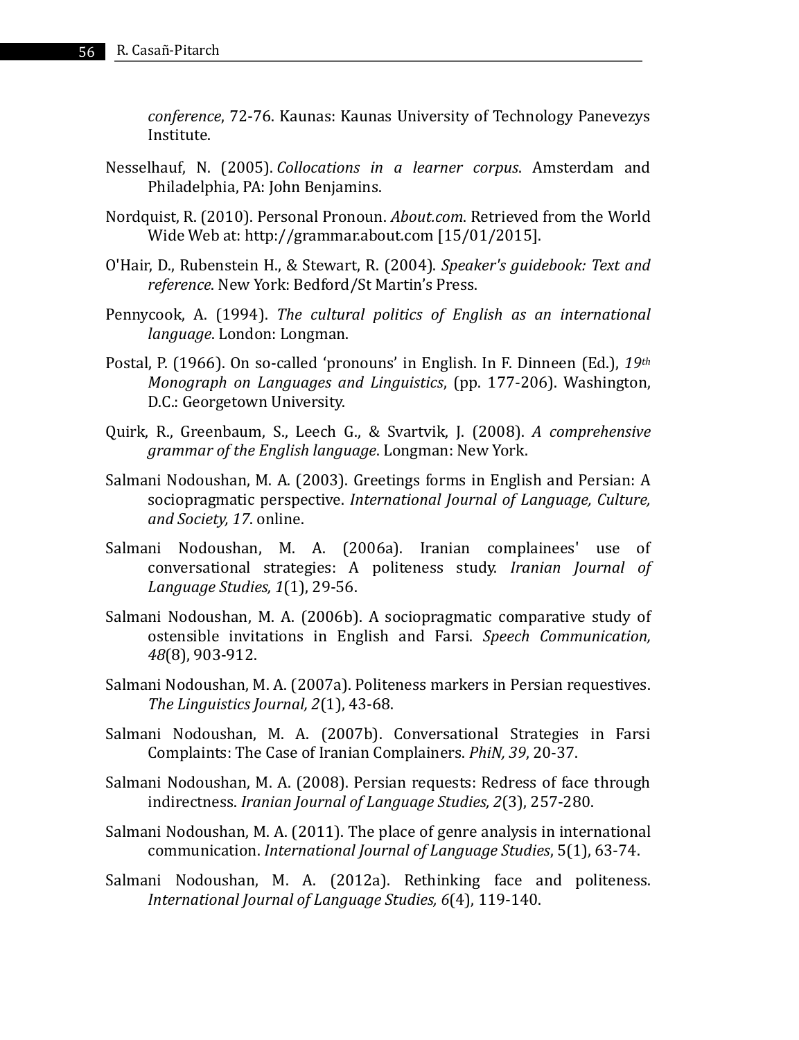*conference*, 72-76. Kaunas: Kaunas University of Technology Panevezys Institute.

Nesselhauf, N. (2005). *Collocations in a learner corpus*. Amsterdam and Philadelphia, PA: John Benjamins.

Nordquist, R. (2010). Personal Pronoun. *About.com*. Retrieved from the World Wide Web at: http://grammar.about.com [15/01/2015].

O'Hair, D., Rubenstein H., & Stewart, R. (2004). *Speaker's guidebook: Text and reference*. New York: Bedford/St Martin's Press.

Pennycook, A. (1994). *The cultural politics of English as an international language*. London: Longman.

Postal, P. (1966). On so-called 'pronouns' in English. In F. Dinneen (Ed.), *19th Monograph on Languages and Linguistics*, (pp. 177-206). Washington, D.C.: Georgetown University.

Quirk, R., Greenbaum, S., Leech G., & Svartvik, J. (2008). *A comprehensive grammar of the English language*. Longman: New York.

Salmani Nodoushan, M. A. (2003). Greetings forms in English and Persian: A sociopragmatic perspective. *International Journal of Language, Culture, and Society, 17*. online.

Salmani Nodoushan, M. A. (2006a). Iranian complainees' use of conversational strategies: A politeness study. *Iranian Journal of Language Studies, 1*(1), 29-56.

Salmani Nodoushan, M. A. (2006b). A sociopragmatic comparative study of ostensible invitations in English and Farsi. *Speech Communication, 48*(8), 903-912.

Salmani Nodoushan, M. A. (2007a). Politeness markers in Persian requestives. *The Linguistics Journal, 2*(1), 43-68.

Salmani Nodoushan, M. A. (2007b). Conversational Strategies in Farsi Complaints: The Case of Iranian Complainers. *PhiN, 39*, 20-37.

Salmani Nodoushan, M. A. (2008). Persian requests: Redress of face through indirectness. *Iranian Journal of Language Studies, 2*(3), 257-280.

Salmani Nodoushan, M. A. (2011). The place of genre analysis in international communication. *International Journal of Language Studies*, 5(1), 63-74.

Salmani Nodoushan, M. A. (2012a). Rethinking face and politeness. *International Journal of Language Studies, 6*(4), 119-140.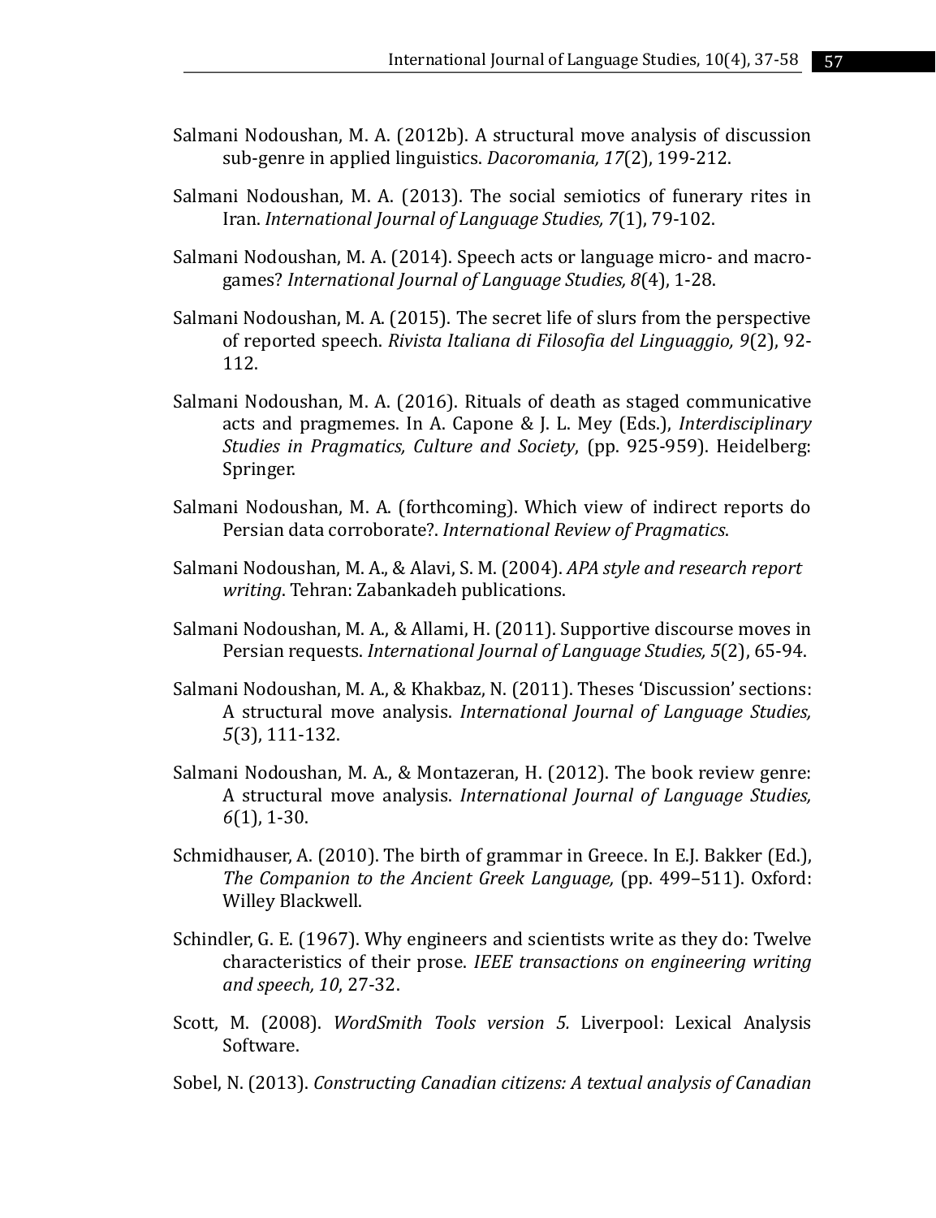Salmani Nodoushan, M. A. (2012b). A structural move analysis of discussion sub-genre in applied linguistics. *Dacoromania, 17*(2), 199-212.

Salmani Nodoushan, M. A. (2013). The social semiotics of funerary rites in Iran. *International Journal of Language Studies, 7*(1), 79-102.

Salmani Nodoushan, M. A. (2014). Speech acts or language micro- and macro-games? *International Journal of Language Studies, 8*(4), 1-28.

Salmani Nodoushan, M. A. (2015). The secret life of slurs from the perspective of reported speech. *Rivista Italiana di Filosofia del Linguaggio, 9*(2), 92-112.

Salmani Nodoushan, M. A. (2016). Rituals of death as staged communicative acts and pragmemes. In A. Capone & J. L. Mey (Eds.), *Interdisciplinary Studies in Pragmatics, Culture and Society*, (pp. 925-959). Heidelberg: Springer.

Salmani Nodoushan, M. A. (forthcoming). Which view of indirect reports do Persian data corroborate?. *International Review of Pragmatics*.

Salmani Nodoushan, M. A., & Alavi, S. M. (2004). *APA style and research report writing*. Tehran: Zabankadeh publications.

Salmani Nodoushan, M. A., & Allami, H. (2011). Supportive discourse moves in Persian requests. *International Journal of Language Studies, 5*(2), 65-94.

Salmani Nodoushan, M. A., & Khakbaz, N. (2011). Theses 'Discussion' sections: A structural move analysis. *International Journal of Language Studies, 5*(3), 111-132.

Salmani Nodoushan, M. A., & Montazeran, H. (2012). The book review genre: A structural move analysis. *International Journal of Language Studies, 6*(1), 1-30.

Schmidhauser, A. (2010). The birth of grammar in Greece. In E.J. Bakker (Ed.), *The Companion to the Ancient Greek Language,* (pp. 499–511). Oxford: Willey Blackwell.

Schindler, G. E. (1967). Why engineers and scientists write as they do: Twelve characteristics of their prose. *IEEE transactions on engineering writing and speech, 10*, 27-32.

Scott, M. (2008). *WordSmith Tools version 5.* Liverpool: Lexical Analysis Software.

Sobel, N. (2013). *Constructing Canadian citizens: A textual analysis of Canadian*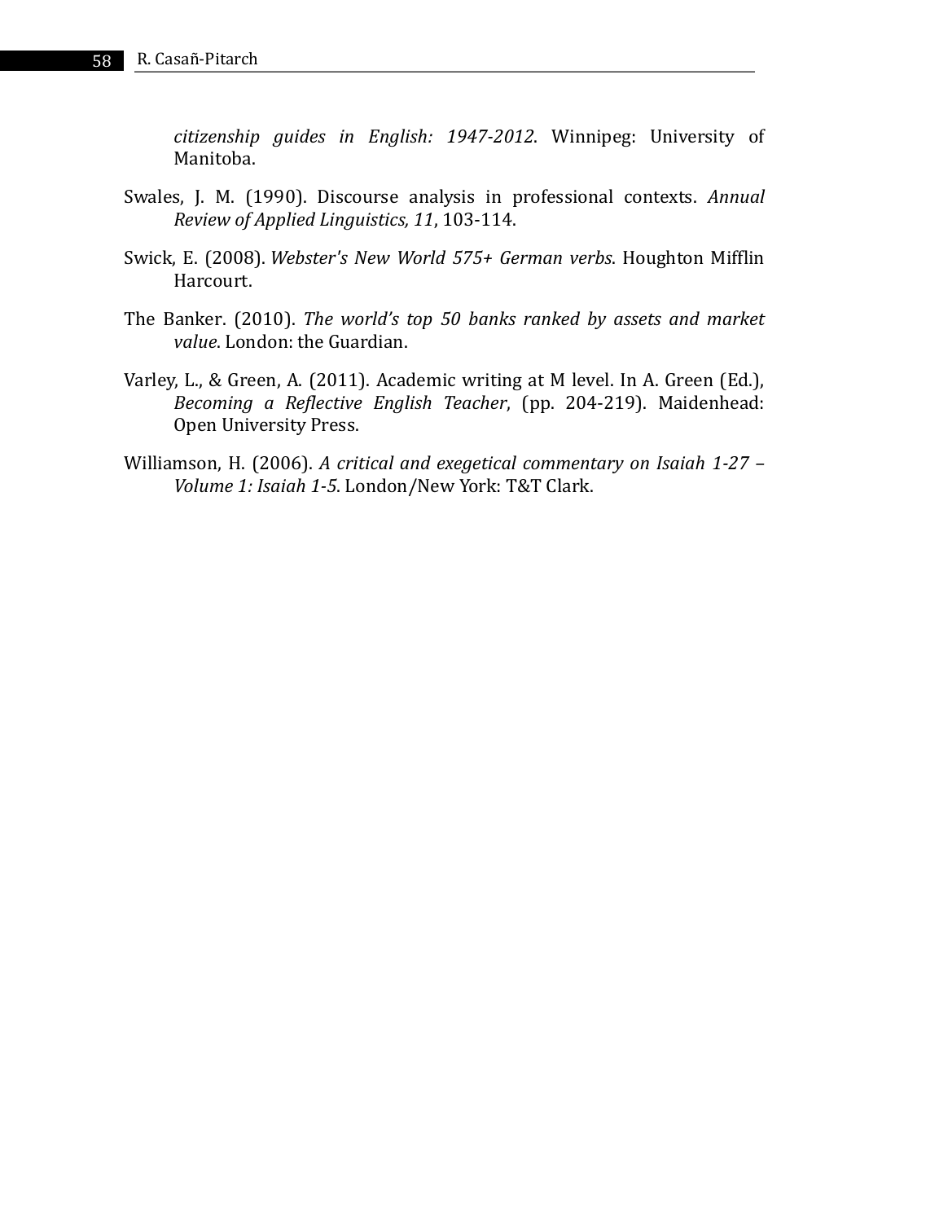*citizenship guides in English: 1947-2012*. Winnipeg: University of Manitoba.

Swales, J. M. (1990). Discourse analysis in professional contexts. *Annual Review of Applied Linguistics, 11*, 103-114.

Swick, E. (2008). *Webster's New World 575+ German verbs*. Houghton Mifflin Harcourt.

The Banker. (2010). *The world's top 50 banks ranked by assets and market value*. London: the Guardian.

Varley, L., & Green, A. (2011). Academic writing at M level. In A. Green (Ed.), *Becoming a Reflective English Teacher*, (pp. 204-219). Maidenhead: Open University Press.

Williamson, H. (2006). *A critical and exegetical commentary on Isaiah 1-27 – Volume 1: Isaiah 1-5*. London/New York: T&T Clark.